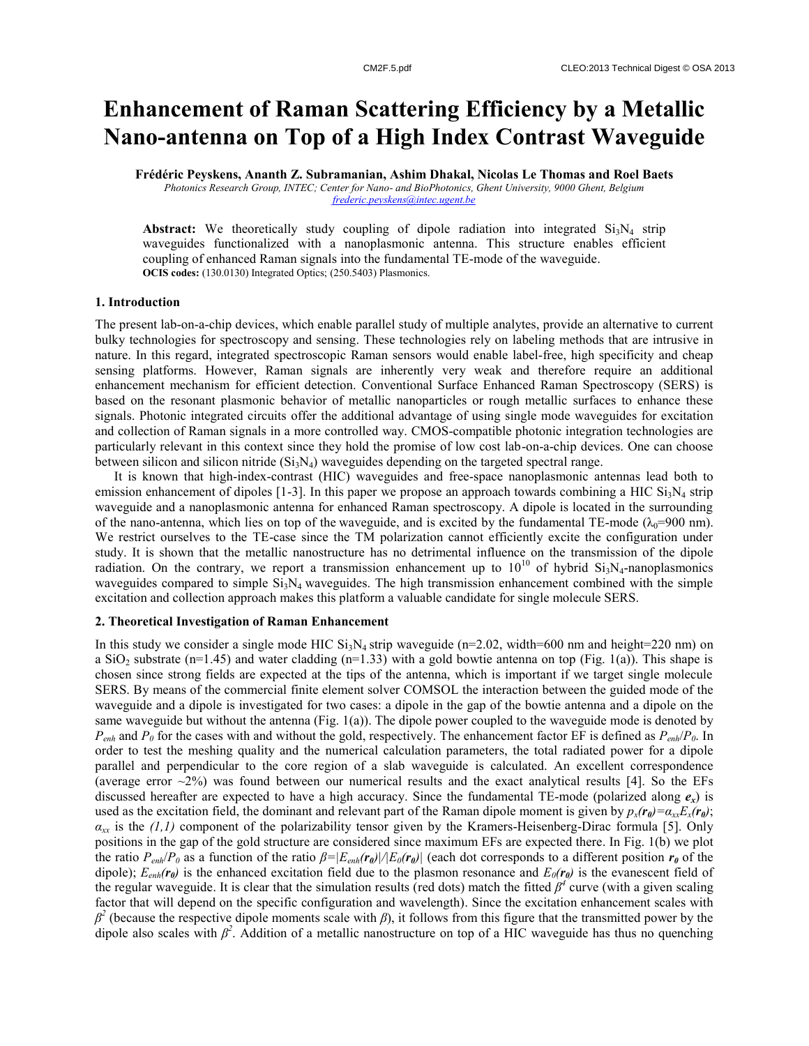# Enhancement of Raman Scattering Efficiency by a Metallic Nano-antenna on Top of a High Index Contrast Waveguide

**Frédéric Peyskens, Ananth Z. Subramanian, Ashim Dhakal, Nicolas Le Thomas and Roel Baets**

*Photonics Research Group, INTEC; Center for Nano- and BioPhotonics, Ghent University, 9000 Ghent, Belgium*
*frederic.peyskens@intec.ugent.be*

**Abstract:** We theoretically study coupling of dipole radiation into integrated $Si_3N_4$ strip waveguides functionalized with a nanoplasmonic antenna. This structure enables efficient coupling of enhanced Raman signals into the fundamental TE-mode of the waveguide.
**OCIS codes:** (130.0130) Integrated Optics; (250.5403) Plasmonics.

## 1. Introduction

The present lab-on-a-chip devices, which enable parallel study of multiple analytes, provide an alternative to current bulky technologies for spectroscopy and sensing. These technologies rely on labeling methods that are intrusive in nature. In this regard, integrated spectroscopic Raman sensors would enable label-free, high specificity and cheap sensing platforms. However, Raman signals are inherently very weak and therefore require an additional enhancement mechanism for efficient detection. Conventional Surface Enhanced Raman Spectroscopy (SERS) is based on the resonant plasmonic behavior of metallic nanoparticles or rough metallic surfaces to enhance these signals. Photonic integrated circuits offer the additional advantage of using single mode waveguides for excitation and collection of Raman signals in a more controlled way. CMOS-compatible photonic integration technologies are particularly relevant in this context since they hold the promise of low cost lab-on-a-chip devices. One can choose between silicon and silicon nitride ($Si_3N_4$) waveguides depending on the targeted spectral range.

It is known that high-index-contrast (HIC) waveguides and free-space nanoplasmonic antennas lead both to emission enhancement of dipoles [1-3]. In this paper we propose an approach towards combining a HIC $Si_3N_4$ strip waveguide and a nanoplasmonic antenna for enhanced Raman spectroscopy. A dipole is located in the surrounding of the nano-antenna, which lies on top of the waveguide, and is excited by the fundamental TE-mode ($\lambda_0$=900 nm). We restrict ourselves to the TE-case since the TM polarization cannot efficiently excite the configuration under study. It is shown that the metallic nanostructure has no detrimental influence on the transmission of the dipole radiation. On the contrary, we report a transmission enhancement up to $10^{10}$ of hybrid $Si_3N_4$-nanoplasmonics waveguides compared to simple $Si_3N_4$ waveguides. The high transmission enhancement combined with the simple excitation and collection approach makes this platform a valuable candidate for single molecule SERS.

## 2. Theoretical Investigation of Raman Enhancement

In this study we consider a single mode HIC $Si_3N_4$ strip waveguide (n=2.02, width=600 nm and height=220 nm) on a $SiO_2$ substrate (n=1.45) and water cladding (n=1.33) with a gold bowtie antenna on top (Fig. 1(a)). This shape is chosen since strong fields are expected at the tips of the antenna, which is important if we target single molecule SERS. By means of the commercial finite element solver COMSOL the interaction between the guided mode of the waveguide and a dipole is investigated for two cases: a dipole in the gap of the bowtie antenna and a dipole on the same waveguide but without the antenna (Fig. 1(a)). The dipole power coupled to the waveguide mode is denoted by $P_{enh}$ and $P_0$ for the cases with and without the gold, respectively. The enhancement factor EF is defined as $P_{enh}/P_0$. In order to test the meshing quality and the numerical calculation parameters, the total radiated power for a dipole parallel and perpendicular to the core region of a slab waveguide is calculated. An excellent correspondence (average error ~2%) was found between our numerical results and the exact analytical results [4]. So the EFs discussed hereafter are expected to have a high accuracy. Since the fundamental TE-mode (polarized along $\boldsymbol{e_x}$) is used as the excitation field, the dominant and relevant part of the Raman dipole moment is given by $p_x(\boldsymbol{r_0})=\alpha_{xx}E_x(\boldsymbol{r_0})$; $\alpha_{xx}$ is the *(1,1)* component of the polarizability tensor given by the Kramers-Heisenberg-Dirac formula [5]. Only positions in the gap of the gold structure are considered since maximum EFs are expected there. In Fig. 1(b) we plot the ratio $P_{enh}/P_0$ as a function of the ratio $\beta=|E_{enh}(\boldsymbol{r_0})|/|E_0(\boldsymbol{r_0})|$ (each dot corresponds to a different position $\boldsymbol{r_0}$ of the dipole); $E_{enh}(\boldsymbol{r_0})$ is the enhanced excitation field due to the plasmon resonance and $E_0(\boldsymbol{r_0})$ is the evanescent field of the regular waveguide. It is clear that the simulation results (red dots) match the fitted $\beta^4$ curve (with a given scaling factor that will depend on the specific configuration and wavelength). Since the excitation enhancement scales with $\beta^2$ (because the respective dipole moments scale with $\beta$), it follows from this figure that the transmitted power by the dipole also scales with $\beta^2$. Addition of a metallic nanostructure on top of a HIC waveguide has thus no quenching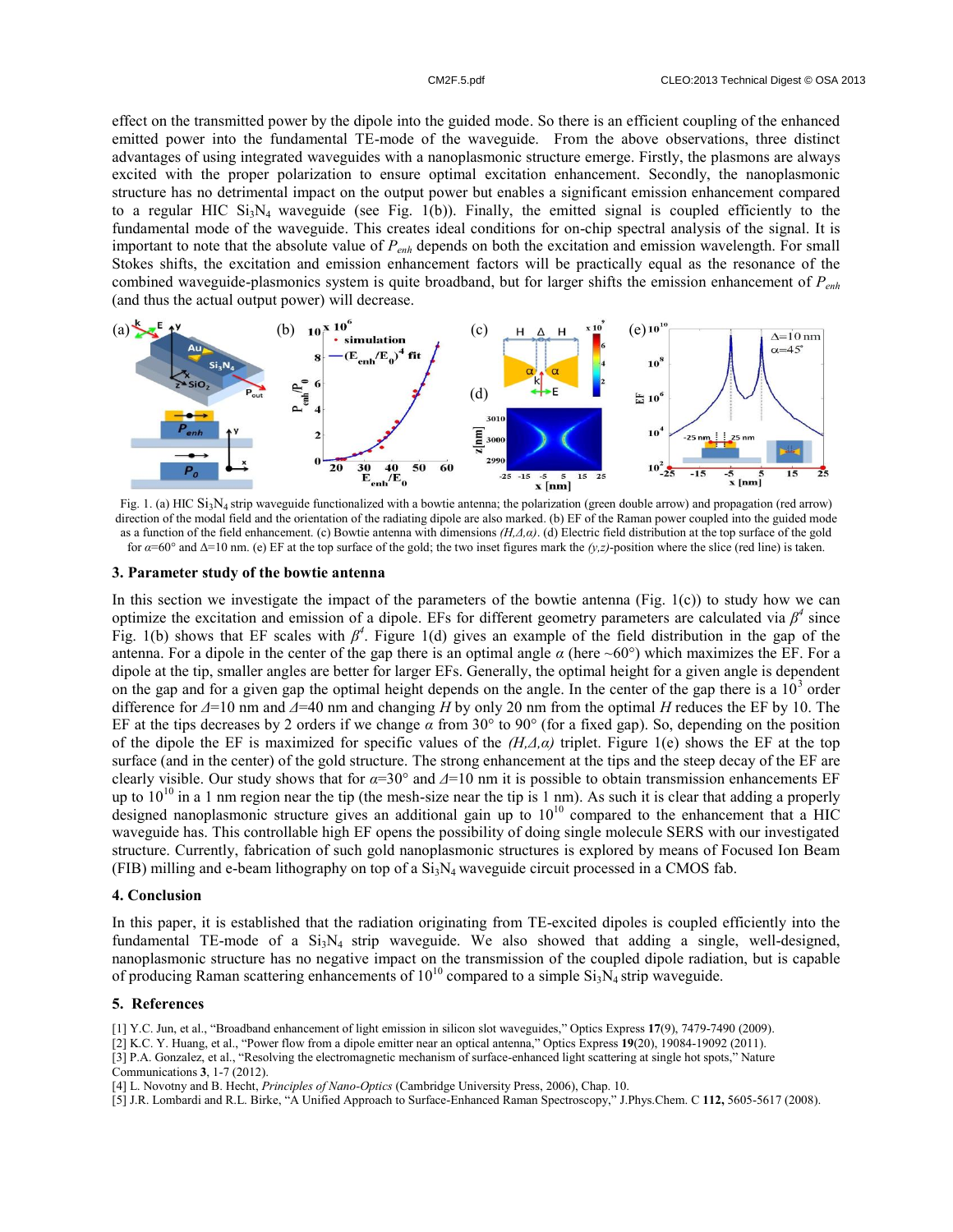effect on the transmitted power by the dipole into the guided mode. So there is an efficient coupling of the enhanced emitted power into the fundamental TE-mode of the waveguide. From the above observations, three distinct advantages of using integrated waveguides with a nanoplasmonic structure emerge. Firstly, the plasmons are always excited with the proper polarization to ensure optimal excitation enhancement. Secondly, the nanoplasmonic structure has no detrimental impact on the output power but enables a significant emission enhancement compared to a regular HIC $Si_3N_4$ waveguide (see Fig. 1(b)). Finally, the emitted signal is coupled efficiently to the fundamental mode of the waveguide. This creates ideal conditions for on-chip spectral analysis of the signal. It is important to note that the absolute value of $P_{enh}$ depends on both the excitation and emission wavelength. For small Stokes shifts, the excitation and emission enhancement factors will be practically equal as the resonance of the combined waveguide-plasmonics system is quite broadband, but for larger shifts the emission enhancement of $P_{enh}$ (and thus the actual output power) will decrease.

Fig. 1. (a) HIC $Si_3N_4$ strip waveguide functionalized with a bowtie antenna; the polarization (green double arrow) and propagation (red arrow) direction of the modal field and the orientation of the radiating dipole are also marked. (b) EF of the Raman power coupled into the guided mode as a function of the field enhancement. (c) Bowtie antenna with dimensions *(H,Δ,α)*. (d) Electric field distribution at the top surface of the gold for $\alpha$=60° and Δ=10 nm. (e) EF at the top surface of the gold; the two inset figures mark the *(y,z)*-position where the slice (red line) is taken.

### 3. Parameter study of the bowtie antenna

In this section we investigate the impact of the parameters of the bowtie antenna (Fig. 1(c)) to study how we can optimize the excitation and emission of a dipole. EFs for different geometry parameters are calculated via $\beta^4$ since Fig. 1(b) shows that EF scales with $\beta^4$. Figure 1(d) gives an example of the field distribution in the gap of the antenna. For a dipole in the center of the gap there is an optimal angle $\alpha$ (here ~60°) which maximizes the EF. For a dipole at the tip, smaller angles are better for larger EFs. Generally, the optimal height for a given angle is dependent on the gap and for a given gap the optimal height depends on the angle. In the center of the gap there is a $10^3$ order difference for $\Delta$=10 nm and $\Delta$=40 nm and changing $H$ by only 20 nm from the optimal $H$ reduces the EF by 10. The EF at the tips decreases by 2 orders if we change $\alpha$ from 30° to 90° (for a fixed gap). So, depending on the position of the dipole the EF is maximized for specific values of the *(H,Δ,α)* triplet. Figure 1(e) shows the EF at the top surface (and in the center) of the gold structure. The strong enhancement at the tips and the steep decay of the EF are clearly visible. Our study shows that for $\alpha$=30° and $\Delta$=10 nm it is possible to obtain transmission enhancements EF up to $10^{10}$ in a 1 nm region near the tip (the mesh-size near the tip is 1 nm). As such it is clear that adding a properly designed nanoplasmonic structure gives an additional gain up to $10^{10}$ compared to the enhancement that a HIC waveguide has. This controllable high EF opens the possibility of doing single molecule SERS with our investigated structure. Currently, fabrication of such gold nanoplasmonic structures is explored by means of Focused Ion Beam (FIB) milling and e-beam lithography on top of a $Si_3N_4$ waveguide circuit processed in a CMOS fab.

### 4. Conclusion

In this paper, it is established that the radiation originating from TE-excited dipoles is coupled efficiently into the fundamental TE-mode of a $Si_3N_4$ strip waveguide. We also showed that adding a single, well-designed, nanoplasmonic structure has no negative impact on the transmission of the coupled dipole radiation, but is capable of producing Raman scattering enhancements of $10^{10}$ compared to a simple $Si_3N_4$ strip waveguide.

### 5. References

[1] Y.C. Jun, et al., "Broadband enhancement of light emission in silicon slot waveguides," Optics Express **17**(9), 7479-7490 (2009).
[2] K.C. Y. Huang, et al., "Power flow from a dipole emitter near an optical antenna," Optics Express **19**(20), 19084-19092 (2011).
[3] P.A. Gonzalez, et al., "Resolving the electromagnetic mechanism of surface-enhanced light scattering at single hot spots," Nature Communications **3**, 1-7 (2012).
[4] L. Novotny and B. Hecht, *Principles of Nano-Optics* (Cambridge University Press, 2006), Chap. 10.
[5] J.R. Lombardi and R.L. Birke, "A Unified Approach to Surface-Enhanced Raman Spectroscopy," J.Phys.Chem. C **112,** 5605-5617 (2008).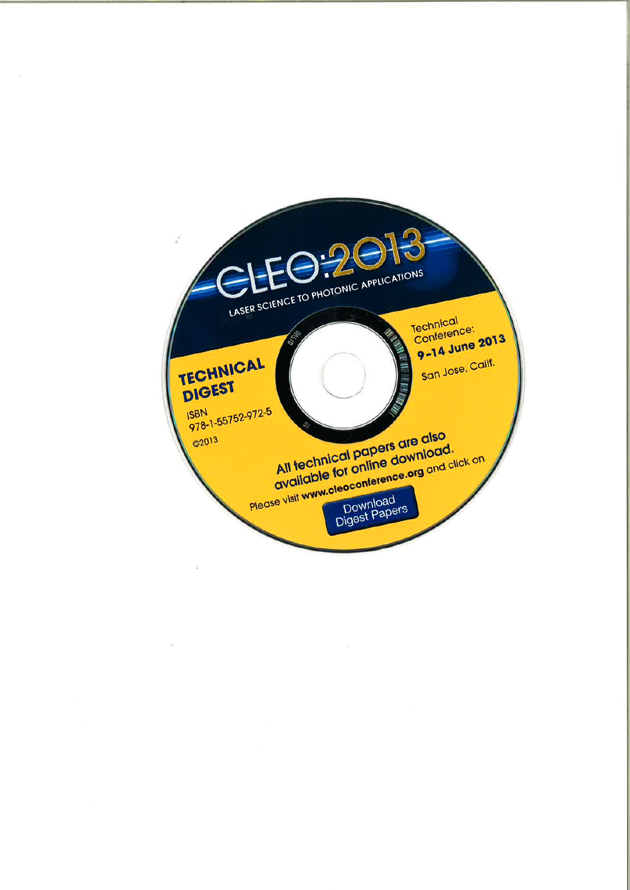# CLEO:2013

LASER SCIENCE TO PHOTONIC APPLICATIONS

**TECHNICAL DIGEST**

ISBN 978-1-55752-972-5

©2013

Technical Conference:
**9–14 June 2013**
San Jose, Calif.

**All technical papers are also available for online download.**

Please visit **www.cleoconference.org** and click on

Download Digest Papers